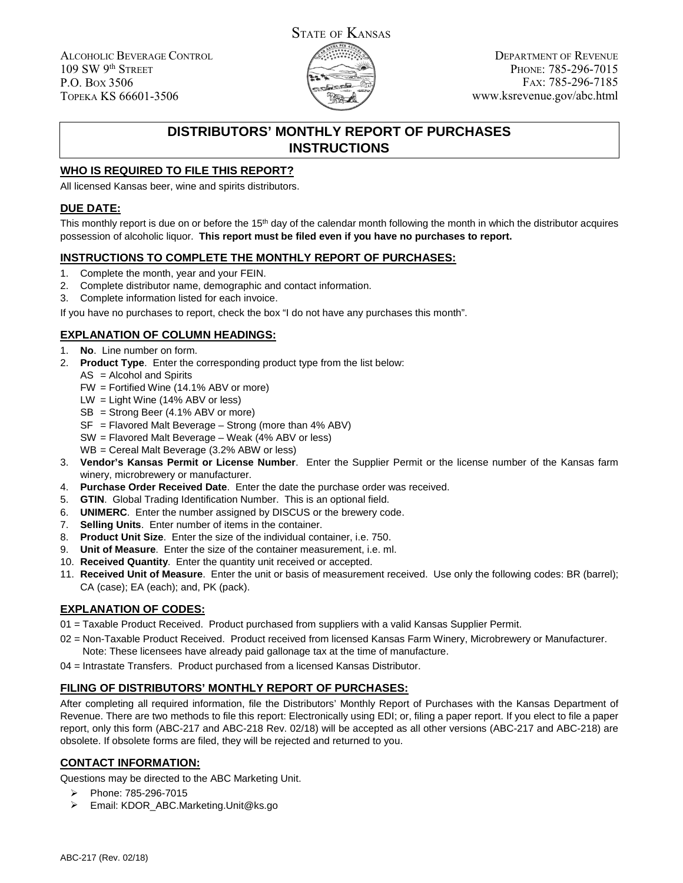STATE OF KANSAS

ALCOHOLIC BEVERAGE CONTROL
109 SW 9th STREET
P.O. BOX 3506
TOPEKA KS 66601-3506

DEPARTMENT OF REVENUE
PHONE: 785-296-7015
FAX: 785-296-7185
www.ksrevenue.gov/abc.html

# DISTRIBUTORS' MONTHLY REPORT OF PURCHASES INSTRUCTIONS

## WHO IS REQUIRED TO FILE THIS REPORT?

All licensed Kansas beer, wine and spirits distributors.

## DUE DATE:

This monthly report is due on or before the 15th day of the calendar month following the month in which the distributor acquires possession of alcoholic liquor. **This report must be filed even if you have no purchases to report.**

## INSTRUCTIONS TO COMPLETE THE MONTHLY REPORT OF PURCHASES:

1. Complete the month, year and your FEIN.
2. Complete distributor name, demographic and contact information.
3. Complete information listed for each invoice.

If you have no purchases to report, check the box "I do not have any purchases this month".

## EXPLANATION OF COLUMN HEADINGS:

1. **No**. Line number on form.
2. **Product Type**. Enter the corresponding product type from the list below:
   - AS = Alcohol and Spirits
   - FW = Fortified Wine (14.1% ABV or more)
   - LW = Light Wine (14% ABV or less)
   - SB = Strong Beer (4.1% ABV or more)
   - SF = Flavored Malt Beverage – Strong (more than 4% ABV)
   - SW = Flavored Malt Beverage – Weak (4% ABV or less)
   - WB = Cereal Malt Beverage (3.2% ABW or less)
3. **Vendor's Kansas Permit or License Number**. Enter the Supplier Permit or the license number of the Kansas farm winery, microbrewery or manufacturer.
4. **Purchase Order Received Date**. Enter the date the purchase order was received.
5. **GTIN**. Global Trading Identification Number. This is an optional field.
6. **UNIMERC**. Enter the number assigned by DISCUS or the brewery code.
7. **Selling Units**. Enter number of items in the container.
8. **Product Unit Size**. Enter the size of the individual container, i.e. 750.
9. **Unit of Measure**. Enter the size of the container measurement, i.e. ml.
10. **Received Quantity**. Enter the quantity unit received or accepted.
11. **Received Unit of Measure**. Enter the unit or basis of measurement received. Use only the following codes: BR (barrel); CA (case); EA (each); and, PK (pack).

## EXPLANATION OF CODES:

01 = Taxable Product Received. Product purchased from suppliers with a valid Kansas Supplier Permit.

02 = Non-Taxable Product Received. Product received from licensed Kansas Farm Winery, Microbrewery or Manufacturer. Note: These licensees have already paid gallonage tax at the time of manufacture.

04 = Intrastate Transfers. Product purchased from a licensed Kansas Distributor.

## FILING OF DISTRIBUTORS' MONTHLY REPORT OF PURCHASES:

After completing all required information, file the Distributors' Monthly Report of Purchases with the Kansas Department of Revenue. There are two methods to file this report: Electronically using EDI; or, filing a paper report. If you elect to file a paper report, only this form (ABC-217 and ABC-218 Rev. 02/18) will be accepted as all other versions (ABC-217 and ABC-218) are obsolete. If obsolete forms are filed, they will be rejected and returned to you.

## CONTACT INFORMATION:

Questions may be directed to the ABC Marketing Unit.

- Phone: 785-296-7015
- Email: KDOR_ABC.Marketing.Unit@ks.go

ABC-217 (Rev. 02/18)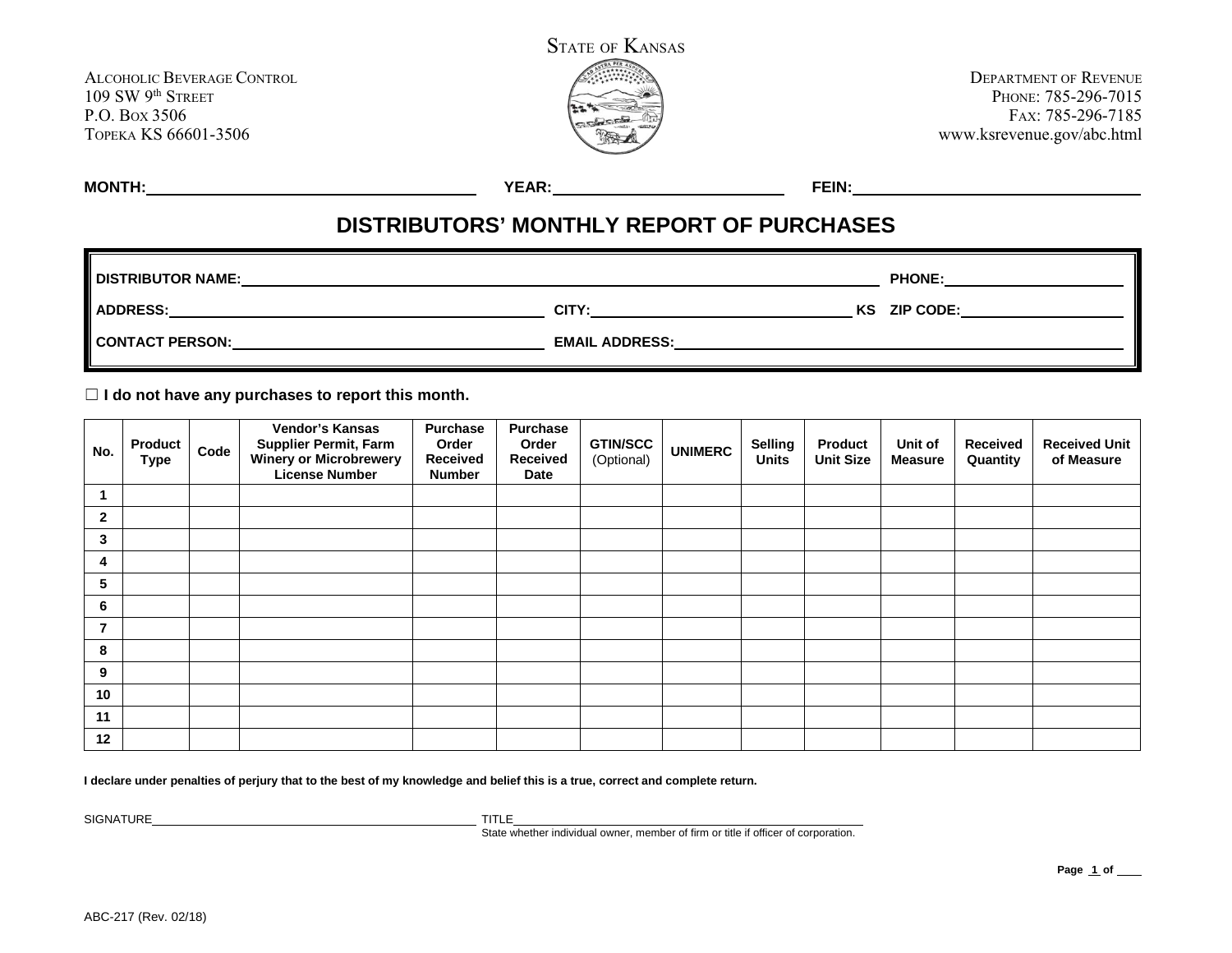STATE OF KANSAS

ALCOHOLIC BEVERAGE CONTROL
109 SW 9th STREET
P.O. BOX 3506
TOPEKA KS 66601-3506

DEPARTMENT OF REVENUE
PHONE: 785-296-7015
FAX: 785-296-7185
www.ksrevenue.gov/abc.html

**MONTH:** ______________________ **YEAR:** ______________________ **FEIN:** ______________________

# DISTRIBUTORS' MONTHLY REPORT OF PURCHASES

**DISTRIBUTOR NAME:** ______________________ **PHONE:** ______________________

**ADDRESS:** ______________________ **CITY:** ______________________ **KS ZIP CODE:** ______________________

**CONTACT PERSON:** ______________________ **EMAIL ADDRESS:** ______________________

☐ **I do not have any purchases to report this month.**

| No. | Product Type | Code | Vendor's Kansas Supplier Permit, Farm Winery or Microbrewery License Number | Purchase Order Received Number | Purchase Order Received Date | GTIN/SCC (Optional) | UNIMERC | Selling Units | Product Unit Size | Unit of Measure | Received Quantity | Received Unit of Measure |
|---|---|---|---|---|---|---|---|---|---|---|---|---|
| 1 | | | | | | | | | | | | |
| 2 | | | | | | | | | | | | |
| 3 | | | | | | | | | | | | |
| 4 | | | | | | | | | | | | |
| 5 | | | | | | | | | | | | |
| 6 | | | | | | | | | | | | |
| 7 | | | | | | | | | | | | |
| 8 | | | | | | | | | | | | |
| 9 | | | | | | | | | | | | |
| 10 | | | | | | | | | | | | |
| 11 | | | | | | | | | | | | |
| 12 | | | | | | | | | | | | |

**I declare under penalties of perjury that to the best of my knowledge and belief this is a true, correct and complete return.**

SIGNATURE ______________________ TITLE ______________________
State whether individual owner, member of firm or title if officer of corporation.

**Page 1 of ____**

ABC-217 (Rev. 02/18)